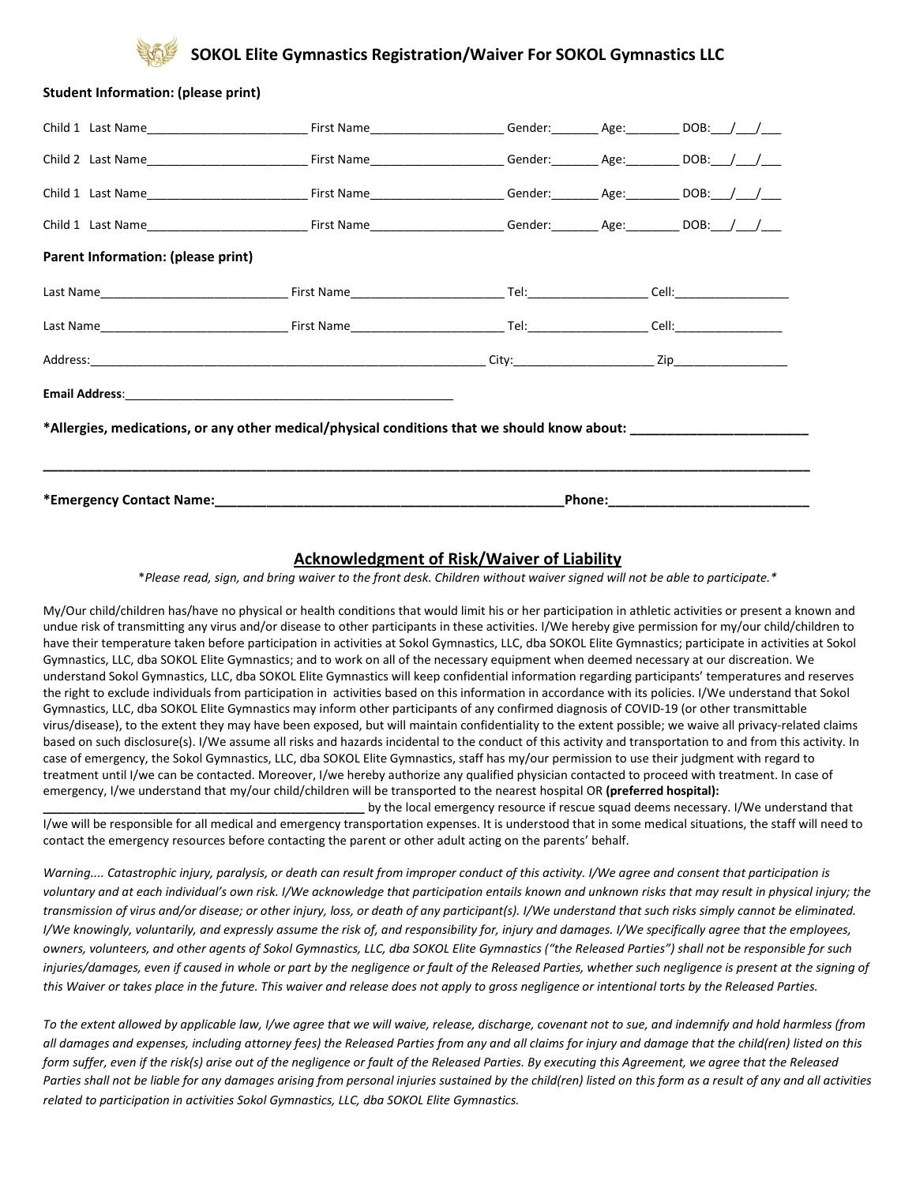# SOKOL Elite Gymnastics Registration/Waiver For SOKOL Gymnastics LLC

**Student Information: (please print)**

Child 1 Last Name________________________ First Name____________________ Gender:_______ Age:________ DOB:___/___/___

Child 2 Last Name________________________ First Name____________________ Gender:_______ Age:________ DOB:___/___/___

Child 1 Last Name________________________ First Name____________________ Gender:_______ Age:________ DOB:___/___/___

Child 1 Last Name________________________ First Name____________________ Gender:_______ Age:________ DOB:___/___/___

**Parent Information: (please print)**

Last Name____________________________ First Name_______________________ Tel:_________________ Cell:_________________

Last Name____________________________ First Name_______________________ Tel:_________________ Cell:________________

Address:____________________________________________________________ City:____________________ Zip________________

**Email Address**:_________________________________________________

**\*Allergies, medications, or any other medical/physical conditions that we should know about: ________________________**

**_____________________________________________________________________________________________________________**

**\*Emergency Contact Name:_______________________________________________Phone:___________________________**

## Acknowledgment of Risk/Waiver of Liability

*\*Please read, sign, and bring waiver to the front desk. Children without waiver signed will not be able to participate.\**

My/Our child/children has/have no physical or health conditions that would limit his or her participation in athletic activities or present a known and undue risk of transmitting any virus and/or disease to other participants in these activities. I/We hereby give permission for my/our child/children to have their temperature taken before participation in activities at Sokol Gymnastics, LLC, dba SOKOL Elite Gymnastics; participate in activities at Sokol Gymnastics, LLC, dba SOKOL Elite Gymnastics; and to work on all of the necessary equipment when deemed necessary at our discreation. We understand Sokol Gymnastics, LLC, dba SOKOL Elite Gymnastics will keep confidential information regarding participants' temperatures and reserves the right to exclude individuals from participation in activities based on this information in accordance with its policies. I/We understand that Sokol Gymnastics, LLC, dba SOKOL Elite Gymnastics may inform other participants of any confirmed diagnosis of COVID-19 (or other transmittable virus/disease), to the extent they may have been exposed, but will maintain confidentiality to the extent possible; we waive all privacy-related claims based on such disclosure(s). I/We assume all risks and hazards incidental to the conduct of this activity and transportation to and from this activity. In case of emergency, the Sokol Gymnastics, LLC, dba SOKOL Elite Gymnastics, staff has my/our permission to use their judgment with regard to treatment until I/we can be contacted. Moreover, I/we hereby authorize any qualified physician contacted to proceed with treatment. In case of emergency, I/we understand that my/our child/children will be transported to the nearest hospital OR **(preferred hospital): _______________________________________________** by the local emergency resource if rescue squad deems necessary. I/We understand that I/we will be responsible for all medical and emergency transportation expenses. It is understood that in some medical situations, the staff will need to contact the emergency resources before contacting the parent or other adult acting on the parents' behalf.

*Warning.... Catastrophic injury, paralysis, or death can result from improper conduct of this activity. I/We agree and consent that participation is voluntary and at each individual's own risk. I/We acknowledge that participation entails known and unknown risks that may result in physical injury; the transmission of virus and/or disease; or other injury, loss, or death of any participant(s). I/We understand that such risks simply cannot be eliminated. I/We knowingly, voluntarily, and expressly assume the risk of, and responsibility for, injury and damages. I/We specifically agree that the employees, owners, volunteers, and other agents of Sokol Gymnastics, LLC, dba SOKOL Elite Gymnastics ("the Released Parties") shall not be responsible for such injuries/damages, even if caused in whole or part by the negligence or fault of the Released Parties, whether such negligence is present at the signing of this Waiver or takes place in the future. This waiver and release does not apply to gross negligence or intentional torts by the Released Parties.*

*To the extent allowed by applicable law, I/we agree that we will waive, release, discharge, covenant not to sue, and indemnify and hold harmless (from all damages and expenses, including attorney fees) the Released Parties from any and all claims for injury and damage that the child(ren) listed on this form suffer, even if the risk(s) arise out of the negligence or fault of the Released Parties. By executing this Agreement, we agree that the Released Parties shall not be liable for any damages arising from personal injuries sustained by the child(ren) listed on this form as a result of any and all activities related to participation in activities Sokol Gymnastics, LLC, dba SOKOL Elite Gymnastics.*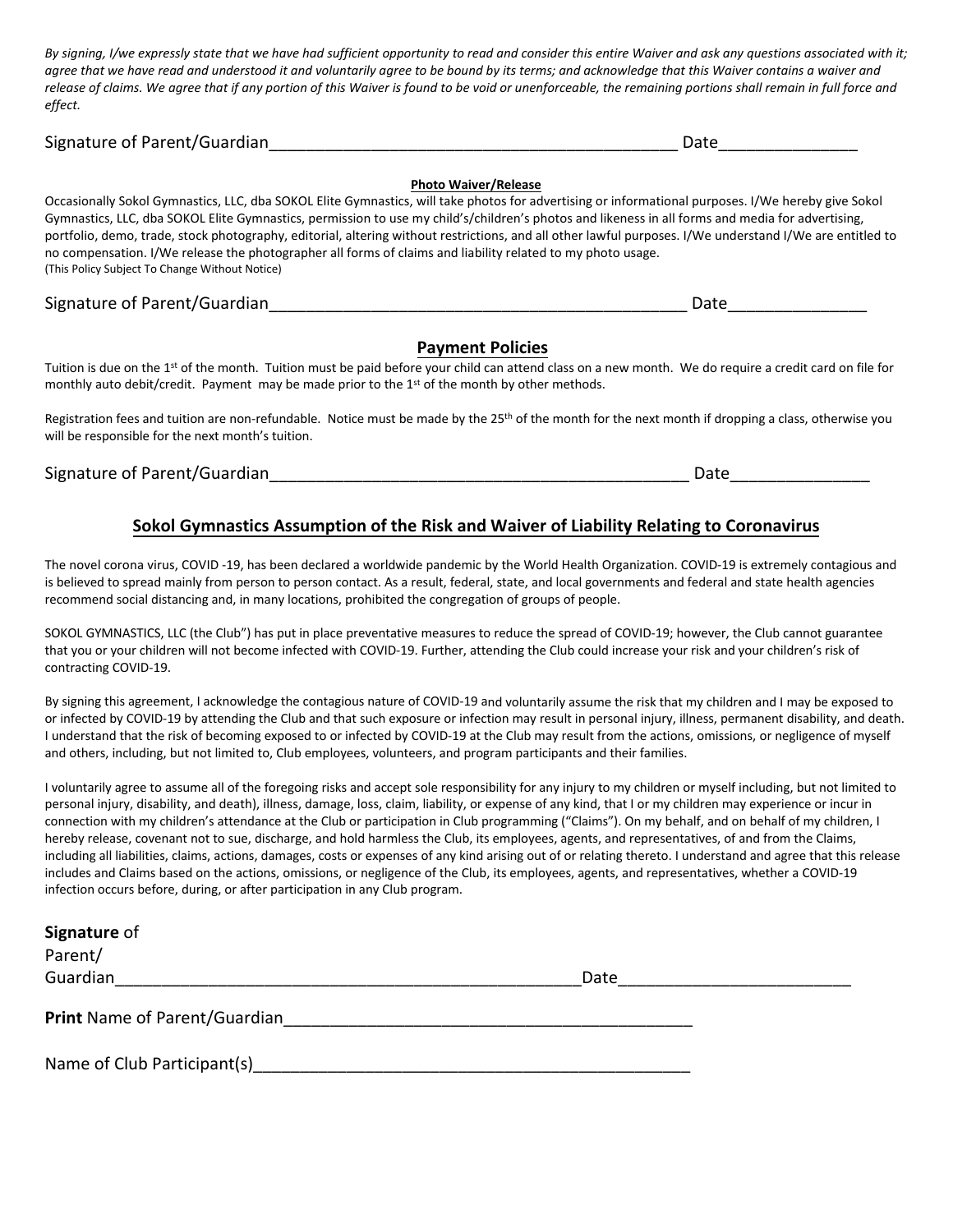*By signing, I/we expressly state that we have had sufficient opportunity to read and consider this entire Waiver and ask any questions associated with it; agree that we have read and understood it and voluntarily agree to be bound by its terms; and acknowledge that this Waiver contains a waiver and release of claims. We agree that if any portion of this Waiver is found to be void or unenforceable, the remaining portions shall remain in full force and effect.*

Signature of Parent/Guardian_______________________________________________ Date_______________

**Photo Waiver/Release**

Occasionally Sokol Gymnastics, LLC, dba SOKOL Elite Gymnastics, will take photos for advertising or informational purposes. I/We hereby give Sokol Gymnastics, LLC, dba SOKOL Elite Gymnastics, permission to use my child's/children's photos and likeness in all forms and media for advertising, portfolio, demo, trade, stock photography, editorial, altering without restrictions, and all other lawful purposes. I/We understand I/We are entitled to no compensation. I/We release the photographer all forms of claims and liability related to my photo usage.
(This Policy Subject To Change Without Notice)

Signature of Parent/Guardian_______________________________________________ Date_______________

## Payment Policies

Tuition is due on the 1st of the month. Tuition must be paid before your child can attend class on a new month. We do require a credit card on file for monthly auto debit/credit. Payment may be made prior to the 1st of the month by other methods.

Registration fees and tuition are non-refundable. Notice must be made by the 25th of the month for the next month if dropping a class, otherwise you will be responsible for the next month's tuition.

Signature of Parent/Guardian_______________________________________________ Date_______________

## Sokol Gymnastics Assumption of the Risk and Waiver of Liability Relating to Coronavirus

The novel corona virus, COVID -19, has been declared a worldwide pandemic by the World Health Organization. COVID-19 is extremely contagious and is believed to spread mainly from person to person contact. As a result, federal, state, and local governments and federal and state health agencies recommend social distancing and, in many locations, prohibited the congregation of groups of people.

SOKOL GYMNASTICS, LLC (the Club") has put in place preventative measures to reduce the spread of COVID-19; however, the Club cannot guarantee that you or your children will not become infected with COVID-19. Further, attending the Club could increase your risk and your children's risk of contracting COVID-19.

By signing this agreement, I acknowledge the contagious nature of COVID-19 and voluntarily assume the risk that my children and I may be exposed to or infected by COVID-19 by attending the Club and that such exposure or infection may result in personal injury, illness, permanent disability, and death. I understand that the risk of becoming exposed to or infected by COVID-19 at the Club may result from the actions, omissions, or negligence of myself and others, including, but not limited to, Club employees, volunteers, and program participants and their families.

I voluntarily agree to assume all of the foregoing risks and accept sole responsibility for any injury to my children or myself including, but not limited to personal injury, disability, and death), illness, damage, loss, claim, liability, or expense of any kind, that I or my children may experience or incur in connection with my children's attendance at the Club or participation in Club programming ("Claims"). On my behalf, and on behalf of my children, I hereby release, covenant not to sue, discharge, and hold harmless the Club, its employees, agents, and representatives, of and from the Claims, including all liabilities, claims, actions, damages, costs or expenses of any kind arising out of or relating thereto. I understand and agree that this release includes and Claims based on the actions, omissions, or negligence of the Club, its employees, agents, and representatives, whether a COVID-19 infection occurs before, during, or after participation in any Club program.

**Signature** of Parent/ Guardian_______________________________________________Date_________________________

**Print** Name of Parent/Guardian_______________________________________________

Name of Club Participant(s)_________________________________________________